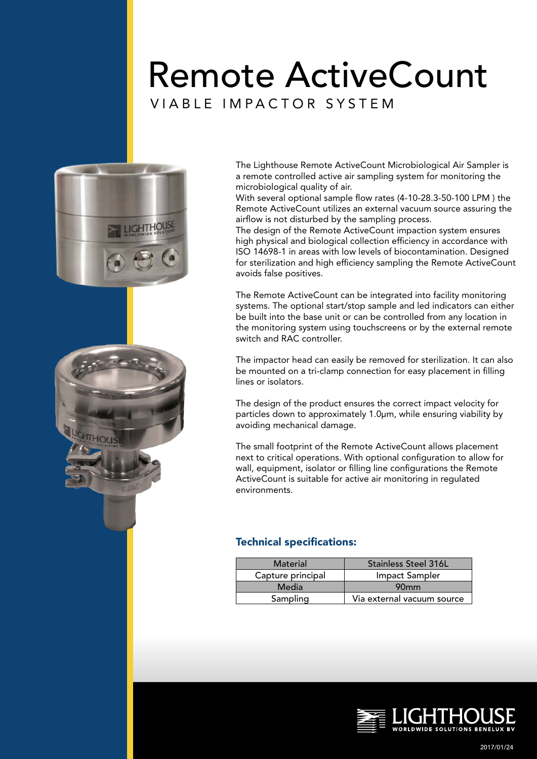# Remote ActiveCount

## VIABLE IMPACTOR SYSTEM

The Lighthouse Remote ActiveCount Microbiological Air Sampler is a remote controlled active air sampling system for monitoring the microbiological quality of air.
With several optional sample flow rates (4-10-28.3-50-100 LPM ) the Remote ActiveCount utilizes an external vacuum source assuring the airflow is not disturbed by the sampling process.
The design of the Remote ActiveCount impaction system ensures high physical and biological collection efficiency in accordance with ISO 14698-1 in areas with low levels of biocontamination. Designed for sterilization and high efficiency sampling the Remote ActiveCount avoids false positives.

The Remote ActiveCount can be integrated into facility monitoring systems. The optional start/stop sample and led indicators can either be built into the base unit or can be controlled from any location in the monitoring system using touchscreens or by the external remote switch and RAC controller.

The impactor head can easily be removed for sterilization. It can also be mounted on a tri-clamp connection for easy placement in filling lines or isolators.

The design of the product ensures the correct impact velocity for particles down to approximately 1.0µm, while ensuring viability by avoiding mechanical damage.

The small footprint of the Remote ActiveCount allows placement next to critical operations. With optional configuration to allow for wall, equipment, isolator or filling line configurations the Remote ActiveCount is suitable for active air monitoring in regulated environments.

### Technical specifications:

| Material | Stainless Steel 316L |
|---|---|
| Capture principal | Impact Sampler |
| Media | 90mm |
| Sampling | Via external vacuum source |

LIGHTHOUSE WORLDWIDE SOLUTIONS BENELUX BV

2017/01/24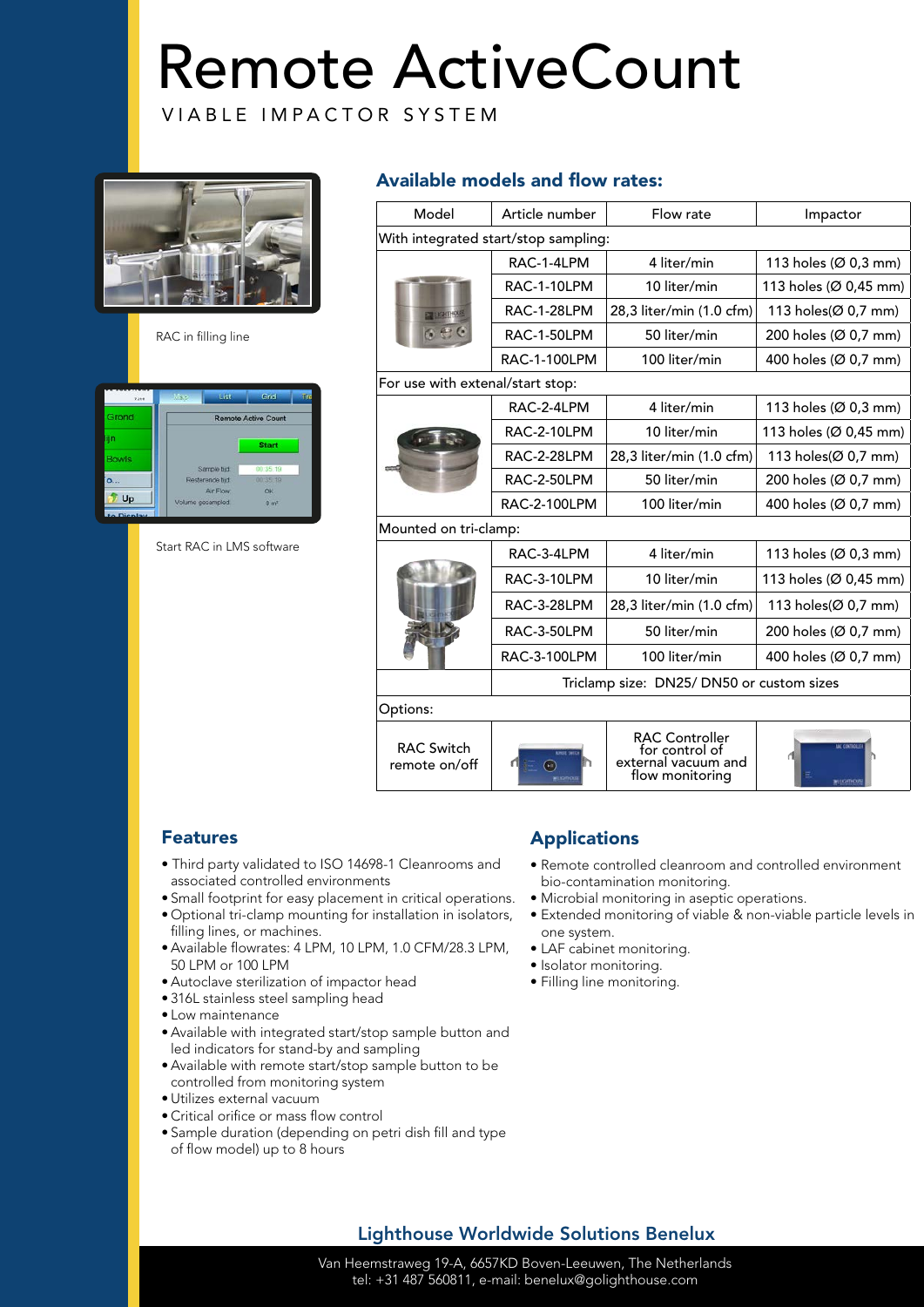# Remote ActiveCount

VIABLE IMPACTOR SYSTEM

RAC in filling line

Start RAC in LMS software

## Available models and flow rates:

| Model | Article number | Flow rate | Impactor |
|---|---|---|---|
| With integrated start/stop sampling: | | | |
| | RAC-1-4LPM | 4 liter/min | 113 holes (Ø 0,3 mm) |
| | RAC-1-10LPM | 10 liter/min | 113 holes (Ø 0,45 mm) |
| | RAC-1-28LPM | 28,3 liter/min (1.0 cfm) | 113 holes(Ø 0,7 mm) |
| | RAC-1-50LPM | 50 liter/min | 200 holes (Ø 0,7 mm) |
| | RAC-1-100LPM | 100 liter/min | 400 holes (Ø 0,7 mm) |
| For use with extenal/start stop: | | | |
| | RAC-2-4LPM | 4 liter/min | 113 holes (Ø 0,3 mm) |
| | RAC-2-10LPM | 10 liter/min | 113 holes (Ø 0,45 mm) |
| | RAC-2-28LPM | 28,3 liter/min (1.0 cfm) | 113 holes(Ø 0,7 mm) |
| | RAC-2-50LPM | 50 liter/min | 200 holes (Ø 0,7 mm) |
| | RAC-2-100LPM | 100 liter/min | 400 holes (Ø 0,7 mm) |
| Mounted on tri-clamp: | | | |
| | RAC-3-4LPM | 4 liter/min | 113 holes (Ø 0,3 mm) |
| | RAC-3-10LPM | 10 liter/min | 113 holes (Ø 0,45 mm) |
| | RAC-3-28LPM | 28,3 liter/min (1.0 cfm) | 113 holes(Ø 0,7 mm) |
| | RAC-3-50LPM | 50 liter/min | 200 holes (Ø 0,7 mm) |
| | RAC-3-100LPM | 100 liter/min | 400 holes (Ø 0,7 mm) |
| | Triclamp size: DN25/ DN50 or custom sizes | | |
| Options: | | | |
| RAC Switch remote on/off | | RAC Controller for control of external vacuum and flow monitoring | |

## Features

- Third party validated to ISO 14698-1 Cleanrooms and associated controlled environments
- Small footprint for easy placement in critical operations.
- Optional tri-clamp mounting for installation in isolators, filling lines, or machines.
- Available flowrates: 4 LPM, 10 LPM, 1.0 CFM/28.3 LPM, 50 LPM or 100 LPM
- Autoclave sterilization of impactor head
- 316L stainless steel sampling head
- Low maintenance
- Available with integrated start/stop sample button and led indicators for stand-by and sampling
- Available with remote start/stop sample button to be controlled from monitoring system
- Utilizes external vacuum
- Critical orifice or mass flow control
- Sample duration (depending on petri dish fill and type of flow model) up to 8 hours

## Applications

- Remote controlled cleanroom and controlled environment bio-contamination monitoring.
- Microbial monitoring in aseptic operations.
- Extended monitoring of viable & non-viable particle levels in one system.
- LAF cabinet monitoring.
- Isolator monitoring.
- Filling line monitoring.

**Lighthouse Worldwide Solutions Benelux**

Van Heemstraweg 19-A, 6657KD Boven-Leeuwen, The Netherlands
tel: +31 487 560811, e-mail: benelux@golighthouse.com